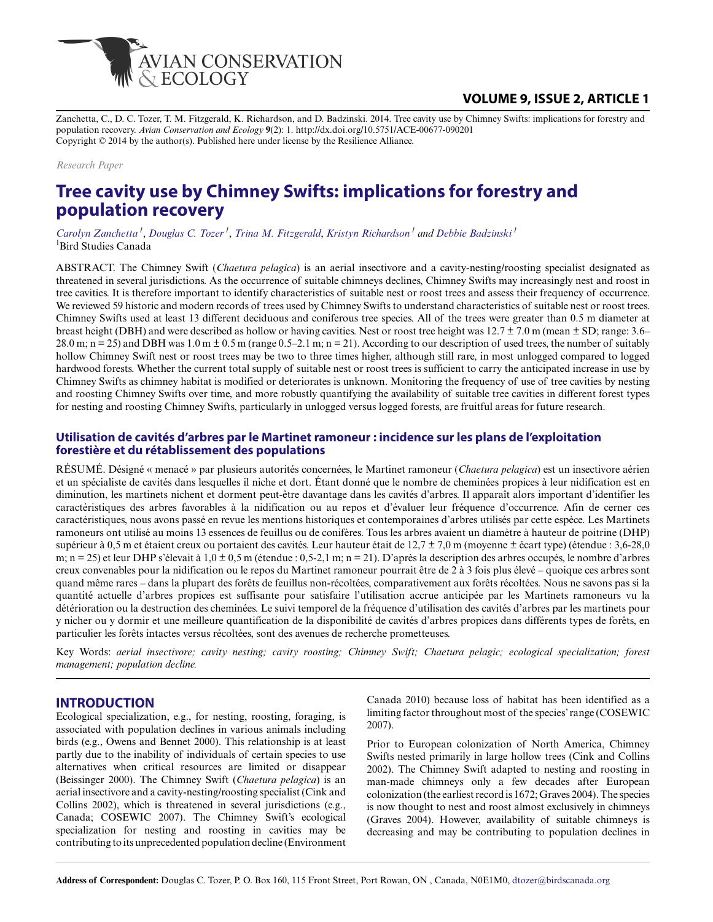Zanchetta, C., D. C. Tozer, T. M. Fitzgerald, K. Richardson, and D. Badzinski. 2014. Tree cavity use by Chimney Swifts: implications for forestry and population recovery. *Avian Conservation and Ecology* **9**(2): 1. http://dx.doi.org/10.5751/ACE-00677-090201
Copyright © 2014 by the author(s). Published here under license by the Resilience Alliance.

*Research Paper*

# Tree cavity use by Chimney Swifts: implications for forestry and population recovery

*Carolyn Zanchetta*[1], *Douglas C. Tozer*[1], *Trina M. Fitzgerald*, *Kristyn Richardson*[1] and *Debbie Badzinski*[1]
[1]Bird Studies Canada

ABSTRACT. The Chimney Swift (*Chaetura pelagica*) is an aerial insectivore and a cavity-nesting/roosting specialist designated as threatened in several jurisdictions. As the occurrence of suitable chimneys declines, Chimney Swifts may increasingly nest and roost in tree cavities. It is therefore important to identify characteristics of suitable nest or roost trees and assess their frequency of occurrence. We reviewed 59 historic and modern records of trees used by Chimney Swifts to understand characteristics of suitable nest or roost trees. Chimney Swifts used at least 13 different deciduous and coniferous tree species. All of the trees were greater than 0.5 m diameter at breast height (DBH) and were described as hollow or having cavities. Nest or roost tree height was 12.7 ± 7.0 m (mean ± SD; range: 3.6–28.0 m; n = 25) and DBH was 1.0 m ± 0.5 m (range 0.5–2.1 m; n = 21). According to our description of used trees, the number of suitably hollow Chimney Swift nest or roost trees may be two to three times higher, although still rare, in most unlogged compared to logged hardwood forests. Whether the current total supply of suitable nest or roost trees is sufficient to carry the anticipated increase in use by Chimney Swifts as chimney habitat is modified or deteriorates is unknown. Monitoring the frequency of use of tree cavities by nesting and roosting Chimney Swifts over time, and more robustly quantifying the availability of suitable tree cavities in different forest types for nesting and roosting Chimney Swifts, particularly in unlogged versus logged forests, are fruitful areas for future research.

## Utilisation de cavités d'arbres par le Martinet ramoneur : incidence sur les plans de l'exploitation forestière et du rétablissement des populations

RÉSUMÉ. Désigné « menacé » par plusieurs autorités concernées, le Martinet ramoneur (*Chaetura pelagica*) est un insectivore aérien et un spécialiste de cavités dans lesquelles il niche et dort. Étant donné que le nombre de cheminées propices à leur nidification est en diminution, les martinets nichent et dorment peut-être davantage dans les cavités d'arbres. Il apparaît alors important d'identifier les caractéristiques des arbres favorables à la nidification ou au repos et d'évaluer leur fréquence d'occurrence. Afin de cerner ces caractéristiques, nous avons passé en revue les mentions historiques et contemporaines d'arbres utilisés par cette espèce. Les Martinets ramoneurs ont utilisé au moins 13 essences de feuillus ou de conifères. Tous les arbres avaient un diamètre à hauteur de poitrine (DHP) supérieur à 0,5 m et étaient creux ou portaient des cavités. Leur hauteur était de 12,7 ± 7,0 m (moyenne ± écart type) (étendue : 3,6-28,0 m; n = 25) et leur DHP s'élevait à 1,0 ± 0,5 m (étendue : 0,5-2,1 m; n = 21). D'après la description des arbres occupés, le nombre d'arbres creux convenables pour la nidification ou le repos du Martinet ramoneur pourrait être de 2 à 3 fois plus élevé – quoique ces arbres sont quand même rares – dans la plupart des forêts de feuillus non-récoltées, comparativement aux forêts récoltées. Nous ne savons pas si la quantité actuelle d'arbres propices est suffisante pour satisfaire l'utilisation accrue anticipée par les Martinets ramoneurs vu la détérioration ou la destruction des cheminées. Le suivi temporel de la fréquence d'utilisation des cavités d'arbres par les martinets pour y nicher ou y dormir et une meilleure quantification de la disponibilité de cavités d'arbres propices dans différents types de forêts, en particulier les forêts intactes versus récoltées, sont des avenues de recherche prometteuses.

Key Words: *aerial insectivore; cavity nesting; cavity roosting; Chimney Swift; Chaetura pelagic; ecological specialization; forest management; population decline.*

## INTRODUCTION

Ecological specialization, e.g., for nesting, roosting, foraging, is associated with population declines in various animals including birds (e.g., Owens and Bennet 2000). This relationship is at least partly due to the inability of individuals of certain species to use alternatives when critical resources are limited or disappear (Beissinger 2000). The Chimney Swift (*Chaetura pelagica*) is an aerial insectivore and a cavity-nesting/roosting specialist (Cink and Collins 2002), which is threatened in several jurisdictions (e.g., Canada; COSEWIC 2007). The Chimney Swift's ecological specialization for nesting and roosting in cavities may be contributing to its unprecedented population decline (Environment Canada 2010) because loss of habitat has been identified as a limiting factor throughout most of the species' range (COSEWIC 2007).

Prior to European colonization of North America, Chimney Swifts nested primarily in large hollow trees (Cink and Collins 2002). The Chimney Swift adapted to nesting and roosting in man-made chimneys only a few decades after European colonization (the earliest record is 1672; Graves 2004). The species is now thought to nest and roost almost exclusively in chimneys (Graves 2004). However, availability of suitable chimneys is decreasing and may be contributing to population declines in

**Address of Correspondent:** Douglas C. Tozer, P. O. Box 160, 115 Front Street, Port Rowan, ON , Canada, N0E1M0, dtozer@birdscanada.org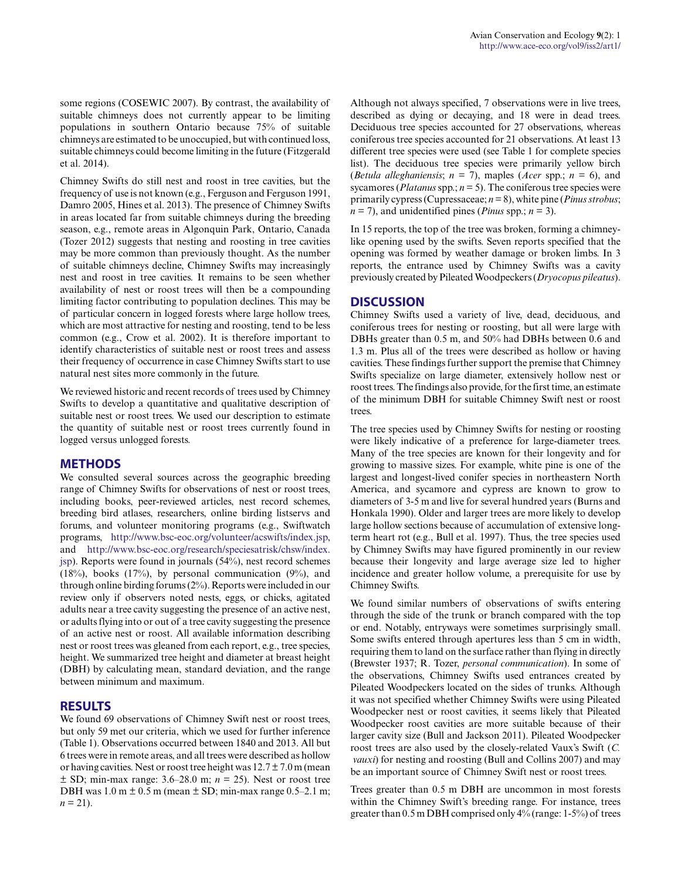some regions (COSEWIC 2007). By contrast, the availability of suitable chimneys does not currently appear to be limiting populations in southern Ontario because 75% of suitable chimneys are estimated to be unoccupied, but with continued loss, suitable chimneys could become limiting in the future (Fitzgerald et al. 2014).

Chimney Swifts do still nest and roost in tree cavities, but the frequency of use is not known (e.g., Ferguson and Ferguson 1991, Damro 2005, Hines et al. 2013). The presence of Chimney Swifts in areas located far from suitable chimneys during the breeding season, e.g., remote areas in Algonquin Park, Ontario, Canada (Tozer 2012) suggests that nesting and roosting in tree cavities may be more common than previously thought. As the number of suitable chimneys decline, Chimney Swifts may increasingly nest and roost in tree cavities. It remains to be seen whether availability of nest or roost trees will then be a compounding limiting factor contributing to population declines. This may be of particular concern in logged forests where large hollow trees, which are most attractive for nesting and roosting, tend to be less common (e.g., Crow et al. 2002). It is therefore important to identify characteristics of suitable nest or roost trees and assess their frequency of occurrence in case Chimney Swifts start to use natural nest sites more commonly in the future.

We reviewed historic and recent records of trees used by Chimney Swifts to develop a quantitative and qualitative description of suitable nest or roost trees. We used our description to estimate the quantity of suitable nest or roost trees currently found in logged versus unlogged forests.

## METHODS

We consulted several sources across the geographic breeding range of Chimney Swifts for observations of nest or roost trees, including books, peer-reviewed articles, nest record schemes, breeding bird atlases, researchers, online birding listservs and forums, and volunteer monitoring programs (e.g., Swiftwatch programs, http://www.bsc-eoc.org/volunteer/acswifts/index.jsp, and http://www.bsc-eoc.org/research/speciesatrisk/chsw/index.jsp). Reports were found in journals (54%), nest record schemes (18%), books (17%), by personal communication (9%), and through online birding forums (2%). Reports were included in our review only if observers noted nests, eggs, or chicks, agitated adults near a tree cavity suggesting the presence of an active nest, or adults flying into or out of a tree cavity suggesting the presence of an active nest or roost. All available information describing nest or roost trees was gleaned from each report, e.g., tree species, height. We summarized tree height and diameter at breast height (DBH) by calculating mean, standard deviation, and the range between minimum and maximum.

## RESULTS

We found 69 observations of Chimney Swift nest or roost trees, but only 59 met our criteria, which we used for further inference (Table 1). Observations occurred between 1840 and 2013. All but 6 trees were in remote areas, and all trees were described as hollow or having cavities. Nest or roost tree height was 12.7 ± 7.0 m (mean ± SD; min-max range: 3.6–28.0 m; *n* = 25). Nest or roost tree DBH was 1.0 m ± 0.5 m (mean ± SD; min-max range 0.5–2.1 m; *n* = 21).

Although not always specified, 7 observations were in live trees, described as dying or decaying, and 18 were in dead trees. Deciduous tree species accounted for 27 observations, whereas coniferous tree species accounted for 21 observations. At least 13 different tree species were used (see Table 1 for complete species list). The deciduous tree species were primarily yellow birch (*Betula alleghaniensis*; *n* = 7), maples (*Acer* spp.; *n* = 6), and sycamores (*Platanus* spp.; *n* = 5). The coniferous tree species were primarily cypress (Cupressaceae; *n* = 8), white pine (*Pinus strobus*; *n* = 7), and unidentified pines (*Pinus* spp.; *n* = 3).

In 15 reports, the top of the tree was broken, forming a chimney-like opening used by the swifts. Seven reports specified that the opening was formed by weather damage or broken limbs. In 3 reports, the entrance used by Chimney Swifts was a cavity previously created by Pileated Woodpeckers (*Dryocopus pileatus*).

## DISCUSSION

Chimney Swifts used a variety of live, dead, deciduous, and coniferous trees for nesting or roosting, but all were large with DBHs greater than 0.5 m, and 50% had DBHs between 0.6 and 1.3 m. Plus all of the trees were described as hollow or having cavities. These findings further support the premise that Chimney Swifts specialize on large diameter, extensively hollow nest or roost trees. The findings also provide, for the first time, an estimate of the minimum DBH for suitable Chimney Swift nest or roost trees.

The tree species used by Chimney Swifts for nesting or roosting were likely indicative of a preference for large-diameter trees. Many of the tree species are known for their longevity and for growing to massive sizes. For example, white pine is one of the largest and longest-lived conifer species in northeastern North America, and sycamore and cypress are known to grow to diameters of 3-5 m and live for several hundred years (Burns and Honkala 1990). Older and larger trees are more likely to develop large hollow sections because of accumulation of extensive long-term heart rot (e.g., Bull et al. 1997). Thus, the tree species used by Chimney Swifts may have figured prominently in our review because their longevity and large average size led to higher incidence and greater hollow volume, a prerequisite for use by Chimney Swifts.

We found similar numbers of observations of swifts entering through the side of the trunk or branch compared with the top or end. Notably, entryways were sometimes surprisingly small. Some swifts entered through apertures less than 5 cm in width, requiring them to land on the surface rather than flying in directly (Brewster 1937; R. Tozer, *personal communication*). In some of the observations, Chimney Swifts used entrances created by Pileated Woodpeckers located on the sides of trunks. Although it was not specified whether Chimney Swifts were using Pileated Woodpecker nest or roost cavities, it seems likely that Pileated Woodpecker roost cavities are more suitable because of their larger cavity size (Bull and Jackson 2011). Pileated Woodpecker roost trees are also used by the closely-related Vaux's Swift (*C. vauxi*) for nesting and roosting (Bull and Collins 2007) and may be an important source of Chimney Swift nest or roost trees.

Trees greater than 0.5 m DBH are uncommon in most forests within the Chimney Swift's breeding range. For instance, trees greater than 0.5 m DBH comprised only 4% (range: 1-5%) of trees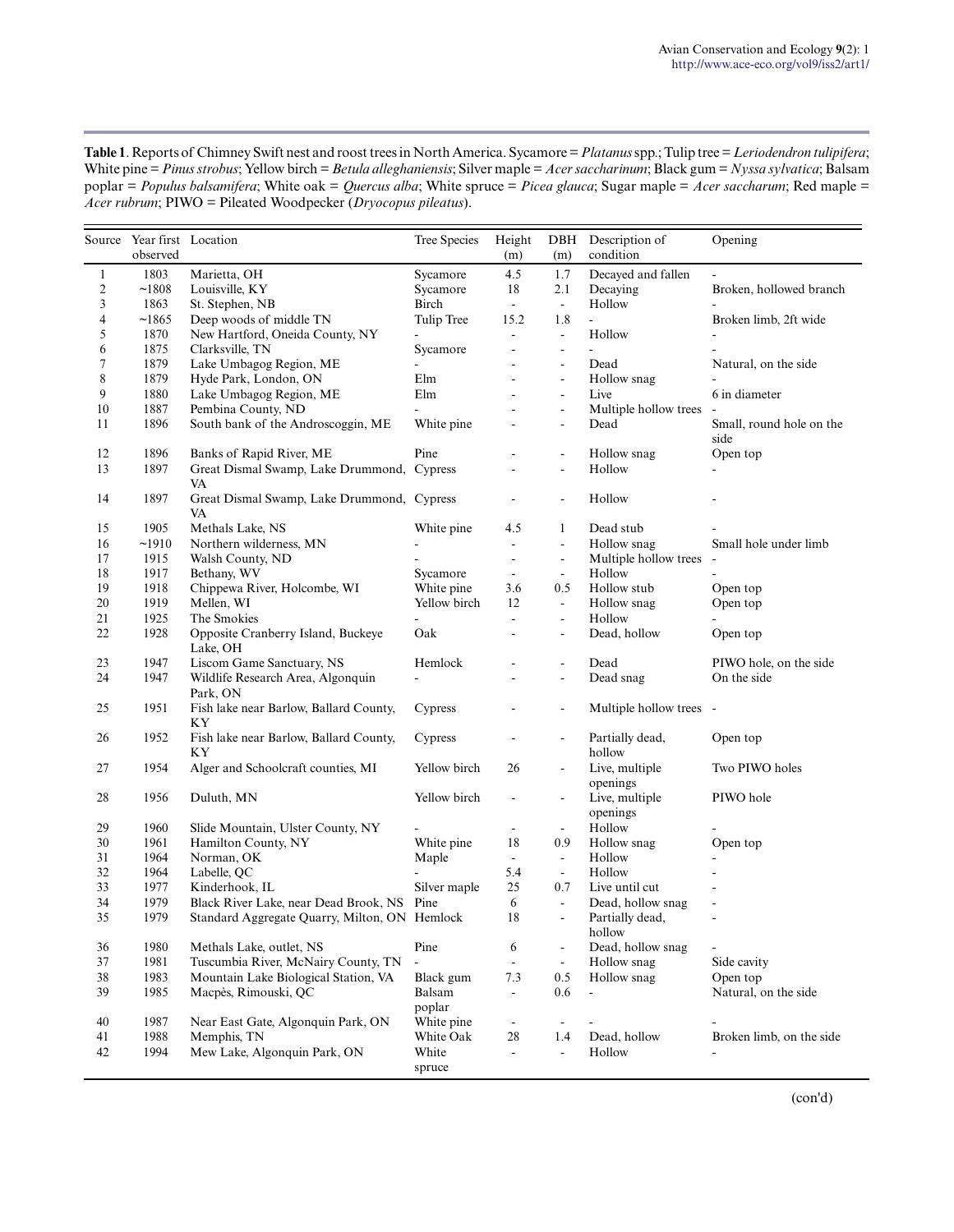**Table 1**. Reports of Chimney Swift nest and roost trees in North America. Sycamore = *Platanus* spp.; Tulip tree = *Leriodendron tulipifera*; White pine = *Pinus strobus*; Yellow birch = *Betula alleghaniensis*; Silver maple = *Acer saccharinum*; Black gum = *Nyssa sylvatica*; Balsam poplar = *Populus balsamifera*; White oak = *Quercus alba*; White spruce = *Picea glauca*; Sugar maple = *Acer saccharum*; Red maple = *Acer rubrum*; PIWO = Pileated Woodpecker (*Dryocopus pileatus*).

| Source | Year first observed | Location | Tree Species | Height (m) | DBH (m) | Description of condition | Opening |
|---|---|---|---|---|---|---|---|
| 1 | 1803 | Marietta, OH | Sycamore | 4.5 | 1.7 | Decayed and fallen | - |
| 2 | ~1808 | Louisville, KY | Sycamore | 18 | 2.1 | Decaying | Broken, hollowed branch |
| 3 | 1863 | St. Stephen, NB | Birch | - | - | Hollow | - |
| 4 | ~1865 | Deep woods of middle TN | Tulip Tree | 15.2 | 1.8 | - | Broken limb, 2ft wide |
| 5 | 1870 | New Hartford, Oneida County, NY | - | - | - | Hollow | - |
| 6 | 1875 | Clarksville, TN | Sycamore | - | - | - | - |
| 7 | 1879 | Lake Umbagog Region, ME | - | - | - | Dead | Natural, on the side |
| 8 | 1879 | Hyde Park, London, ON | Elm | - | - | Hollow snag | - |
| 9 | 1880 | Lake Umbagog Region, ME | Elm | - | - | Live | 6 in diameter |
| 10 | 1887 | Pembina County, ND | - | - | - | Multiple hollow trees | - |
| 11 | 1896 | South bank of the Androscoggin, ME | White pine | - | - | Dead | Small, round hole on the side |
| 12 | 1896 | Banks of Rapid River, ME | Pine | - | - | Hollow snag | Open top |
| 13 | 1897 | Great Dismal Swamp, Lake Drummond, VA | Cypress | - | - | Hollow | - |
| 14 | 1897 | Great Dismal Swamp, Lake Drummond, VA | Cypress | - | - | Hollow | - |
| 15 | 1905 | Methals Lake, NS | White pine | 4.5 | 1 | Dead stub | - |
| 16 | ~1910 | Northern wilderness, MN | - | - | - | Hollow snag | Small hole under limb |
| 17 | 1915 | Walsh County, ND | - | - | - | Multiple hollow trees | - |
| 18 | 1917 | Bethany, WV | Sycamore | - | - | Hollow | - |
| 19 | 1918 | Chippewa River, Holcombe, WI | White pine | 3.6 | 0.5 | Hollow stub | Open top |
| 20 | 1919 | Mellen, WI | Yellow birch | 12 | - | Hollow snag | Open top |
| 21 | 1925 | The Smokies | - | - | - | Hollow | - |
| 22 | 1928 | Opposite Cranberry Island, Buckeye Lake, OH | Oak | - | - | Dead, hollow | Open top |
| 23 | 1947 | Liscom Game Sanctuary, NS | Hemlock | - | - | Dead | PIWO hole, on the side |
| 24 | 1947 | Wildlife Research Area, Algonquin Park, ON | - | - | - | Dead snag | On the side |
| 25 | 1951 | Fish lake near Barlow, Ballard County, KY | Cypress | - | - | Multiple hollow trees | - |
| 26 | 1952 | Fish lake near Barlow, Ballard County, KY | Cypress | - | - | Partially dead, hollow | Open top |
| 27 | 1954 | Alger and Schoolcraft counties, MI | Yellow birch | 26 | - | Live, multiple openings | Two PIWO holes |
| 28 | 1956 | Duluth, MN | Yellow birch | - | - | Live, multiple openings | PIWO hole |
| 29 | 1960 | Slide Mountain, Ulster County, NY | - | - | - | Hollow | - |
| 30 | 1961 | Hamilton County, NY | White pine | 18 | 0.9 | Hollow snag | Open top |
| 31 | 1964 | Norman, OK | Maple | - | - | Hollow | - |
| 32 | 1964 | Labelle, QC | - | 5.4 | - | Hollow | - |
| 33 | 1977 | Kinderhook, IL | Silver maple | 25 | 0.7 | Live until cut | - |
| 34 | 1979 | Black River Lake, near Dead Brook, NS | Pine | 6 | - | Dead, hollow snag | - |
| 35 | 1979 | Standard Aggregate Quarry, Milton, ON | Hemlock | 18 | - | Partially dead, hollow | - |
| 36 | 1980 | Methals Lake, outlet, NS | Pine | 6 | - | Dead, hollow snag | - |
| 37 | 1981 | Tuscumbia River, McNairy County, TN | - | - | - | Hollow snag | Side cavity |
| 38 | 1983 | Mountain Lake Biological Station, VA | Black gum | 7.3 | 0.5 | Hollow snag | Open top |
| 39 | 1985 | Macpès, Rimouski, QC | Balsam poplar | - | 0.6 | - | Natural, on the side |
| 40 | 1987 | Near East Gate, Algonquin Park, ON | White pine | - | - | - | - |
| 41 | 1988 | Memphis, TN | White Oak | 28 | 1.4 | Dead, hollow | Broken limb, on the side |
| 42 | 1994 | Mew Lake, Algonquin Park, ON | White spruce | - | - | Hollow | - |

(con'd)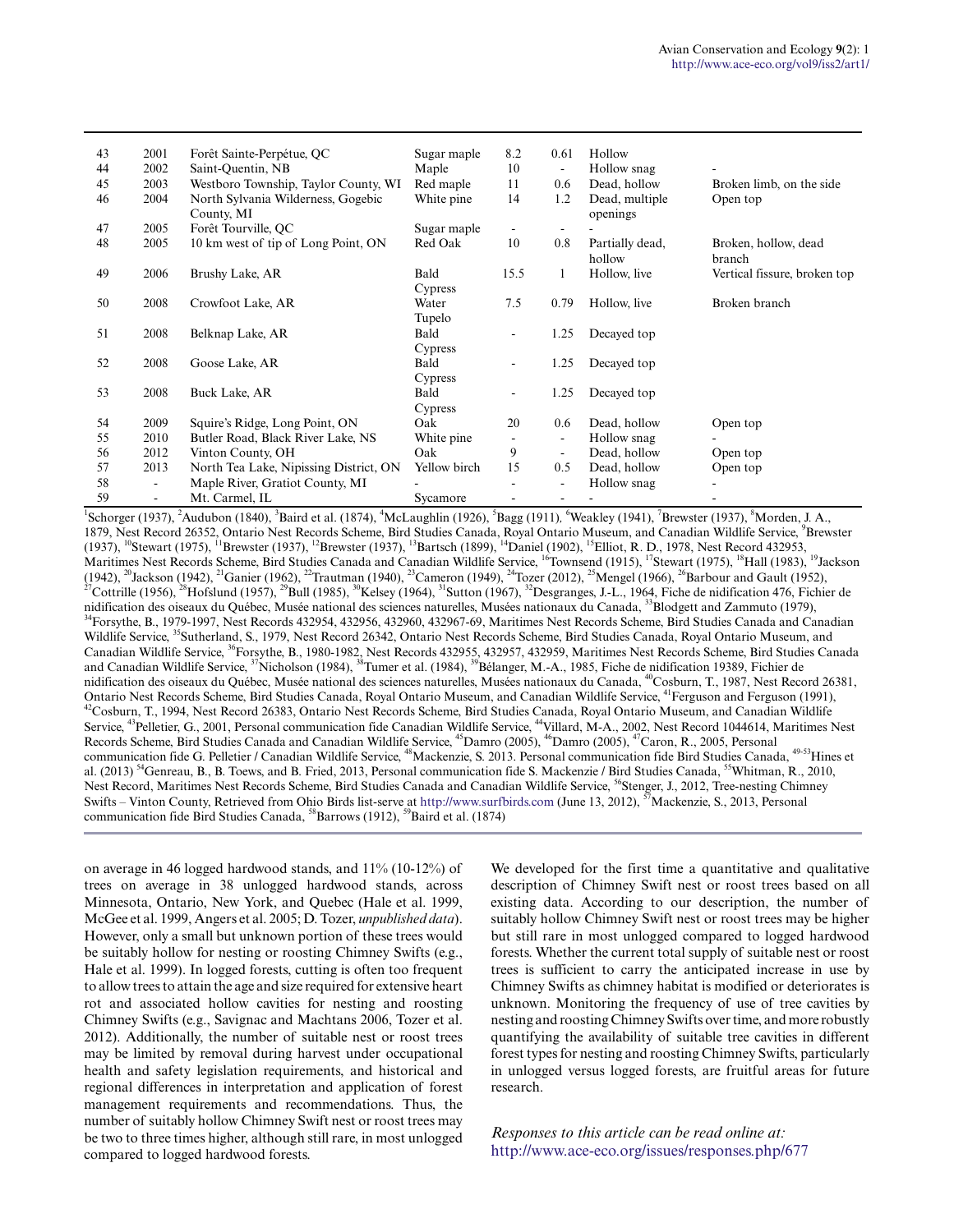| | | | | | | | |
|---|---|---|---|---|---|---|---|
| 43 | 2001 | Forêt Sainte-Perpétue, QC | Sugar maple | 8.2 | 0.61 | Hollow | |
| 44 | 2002 | Saint-Quentin, NB | Maple | 10 | - | Hollow snag | - |
| 45 | 2003 | Westboro Township, Taylor County, WI | Red maple | 11 | 0.6 | Dead, hollow | Broken limb, on the side |
| 46 | 2004 | North Sylvania Wilderness, Gogebic County, MI | White pine | 14 | 1.2 | Dead, multiple openings | Open top |
| 47 | 2005 | Forêt Tourville, QC | Sugar maple | - | - | - | |
| 48 | 2005 | 10 km west of tip of Long Point, ON | Red Oak | 10 | 0.8 | Partially dead, hollow | Broken, hollow, dead branch |
| 49 | 2006 | Brushy Lake, AR | Bald Cypress | 15.5 | 1 | Hollow, live | Vertical fissure, broken top |
| 50 | 2008 | Crowfoot Lake, AR | Water Tupelo | 7.5 | 0.79 | Hollow, live | Broken branch |
| 51 | 2008 | Belknap Lake, AR | Bald Cypress | - | 1.25 | Decayed top | |
| 52 | 2008 | Goose Lake, AR | Bald Cypress | - | 1.25 | Decayed top | |
| 53 | 2008 | Buck Lake, AR | Bald Cypress | - | 1.25 | Decayed top | |
| 54 | 2009 | Squire's Ridge, Long Point, ON | Oak | 20 | 0.6 | Dead, hollow | Open top |
| 55 | 2010 | Butler Road, Black River Lake, NS | White pine | - | - | Hollow snag | - |
| 56 | 2012 | Vinton County, OH | Oak | 9 | - | Dead, hollow | Open top |
| 57 | 2013 | North Tea Lake, Nipissing District, ON | Yellow birch | 15 | 0.5 | Dead, hollow | Open top |
| 58 | - | Maple River, Gratiot County, MI | - | - | - | Hollow snag | - |
| 59 | - | Mt. Carmel, IL | Sycamore | - | - | - | - |

[1]Schorger (1937), [2]Audubon (1840), [3]Baird et al. (1874), [4]McLaughlin (1926), [5]Bagg (1911), [6]Weakley (1941), [7]Brewster (1937), [8]Morden, J. A., 1879, Nest Record 26352, Ontario Nest Records Scheme, Bird Studies Canada, Royal Ontario Museum, and Canadian Wildlife Service, [9]Brewster (1937), [10]Stewart (1975), [11]Brewster (1937), [12]Brewster (1937), [13]Bartsch (1899), [14]Daniel (1902), [15]Elliot, R. D., 1978, Nest Record 432953, Maritimes Nest Records Scheme, Bird Studies Canada and Canadian Wildlife Service, [16]Townsend (1915), [17]Stewart (1975), [18]Hall (1983), [19]Jackson (1942), [20]Jackson (1942), [21]Ganier (1962), [22]Trautman (1940), [23]Cameron (1949), [24]Tozer (2012), [25]Mengel (1966), [26]Barbour and Gault (1952), [27]Cottrille (1956), [28]Hofslund (1957), [29]Bull (1985), [30]Kelsey (1964), [31]Sutton (1967), [32]Desgranges, J.-L., 1964, Fiche de nidification 476, Fichier de nidification des oiseaux du Québec, Musée national des sciences naturelles, Musées nationaux du Canada, [33]Blodgett and Zammuto (1979), [34]Forsythe, B., 1979-1997, Nest Records 432954, 432956, 432960, 432967-69, Maritimes Nest Records Scheme, Bird Studies Canada and Canadian Wildlife Service, [35]Sutherland, S., 1979, Nest Record 26342, Ontario Nest Records Scheme, Bird Studies Canada, Royal Ontario Museum, and Canadian Wildlife Service, [36]Forsythe, B., 1980-1982, Nest Records 432955, 432957, 432959, Maritimes Nest Records Scheme, Bird Studies Canada and Canadian Wildlife Service, [37]Nicholson (1984), [38]Tumer et al. (1984), [39]Bélanger, M.-A., 1985, Fiche de nidification 19389, Fichier de nidification des oiseaux du Québec, Musée national des sciences naturelles, Musées nationaux du Canada, [40]Cosburn, T., 1987, Nest Record 26381, Ontario Nest Records Scheme, Bird Studies Canada, Royal Ontario Museum, and Canadian Wildlife Service, [41]Ferguson and Ferguson (1991), [42]Cosburn, T., 1994, Nest Record 26383, Ontario Nest Records Scheme, Bird Studies Canada, Royal Ontario Museum, and Canadian Wildlife Service, [43]Pelletier, G., 2001, Personal communication fide Canadian Wildlife Service, [44]Villard, M-A., 2002, Nest Record 1044614, Maritimes Nest Records Scheme, Bird Studies Canada and Canadian Wildlife Service, [45]Damro (2005), [46]Damro (2005), [47]Caron, R., 2005, Personal communication fide G. Pelletier / Canadian Wildlife Service, [48]Mackenzie, S. 2013. Personal communication fide Bird Studies Canada, [49-53]Hines et al. (2013) [54]Genreau, B., B. Toews, and B. Fried, 2013, Personal communication fide S. Mackenzie / Bird Studies Canada, [55]Whitman, R., 2010, Nest Record, Maritimes Nest Records Scheme, Bird Studies Canada and Canadian Wildlife Service, [56]Stenger, J., 2012, Tree-nesting Chimney Swifts – Vinton County, Retrieved from Ohio Birds list-serve at http://www.surfbirds.com (June 13, 2012), [57]Mackenzie, S., 2013, Personal communication fide Bird Studies Canada, [58]Barrows (1912), [59]Baird et al. (1874)

on average in 46 logged hardwood stands, and 11% (10-12%) of trees on average in 38 unlogged hardwood stands, across Minnesota, Ontario, New York, and Quebec (Hale et al. 1999, McGee et al. 1999, Angers et al. 2005; D. Tozer, *unpublished data*). However, only a small but unknown portion of these trees would be suitably hollow for nesting or roosting Chimney Swifts (e.g., Hale et al. 1999). In logged forests, cutting is often too frequent to allow trees to attain the age and size required for extensive heart rot and associated hollow cavities for nesting and roosting Chimney Swifts (e.g., Savignac and Machtans 2006, Tozer et al. 2012). Additionally, the number of suitable nest or roost trees may be limited by removal during harvest under occupational health and safety legislation requirements, and historical and regional differences in interpretation and application of forest management requirements and recommendations. Thus, the number of suitably hollow Chimney Swift nest or roost trees may be two to three times higher, although still rare, in most unlogged compared to logged hardwood forests.

We developed for the first time a quantitative and qualitative description of Chimney Swift nest or roost trees based on all existing data. According to our description, the number of suitably hollow Chimney Swift nest or roost trees may be higher but still rare in most unlogged compared to logged hardwood forests. Whether the current total supply of suitable nest or roost trees is sufficient to carry the anticipated increase in use by Chimney Swifts as chimney habitat is modified or deteriorates is unknown. Monitoring the frequency of use of tree cavities by nesting and roosting Chimney Swifts over time, and more robustly quantifying the availability of suitable tree cavities in different forest types for nesting and roosting Chimney Swifts, particularly in unlogged versus logged forests, are fruitful areas for future research.

*Responses to this article can be read online at:*
http://www.ace-eco.org/issues/responses.php/677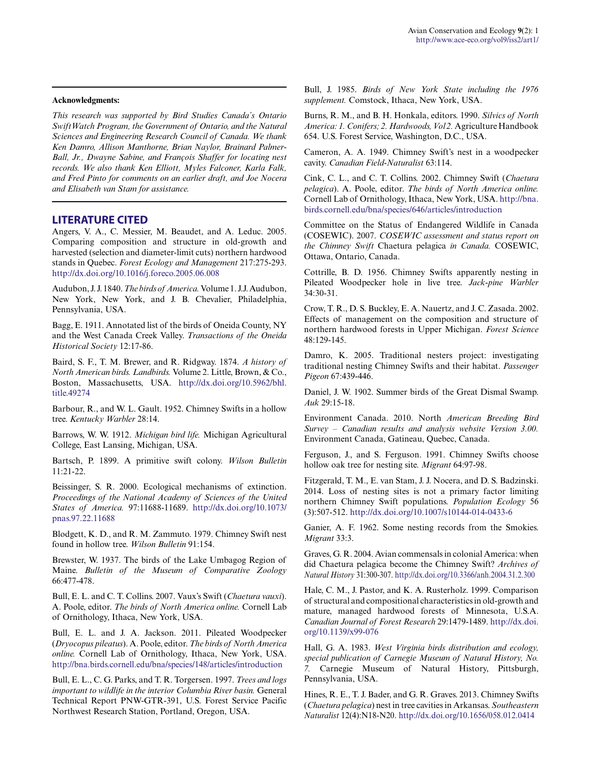**Acknowledgments:**

*This research was supported by Bird Studies Canada's Ontario SwiftWatch Program, the Government of Ontario, and the Natural Sciences and Engineering Research Council of Canada. We thank Ken Damro, Allison Manthorne, Brian Naylor, Brainard Palmer-Ball, Jr., Dwayne Sabine, and François Shaffer for locating nest records. We also thank Ken Elliott, Myles Falconer, Karla Falk, and Fred Pinto for comments on an earlier draft, and Joe Nocera and Elisabeth van Stam for assistance.*

## LITERATURE CITED

Angers, V. A., C. Messier, M. Beaudet, and A. Leduc. 2005. Comparing composition and structure in old-growth and harvested (selection and diameter-limit cuts) northern hardwood stands in Quebec. *Forest Ecology and Management* 217:275-293. http://dx.doi.org/10.1016/j.foreco.2005.06.008

Audubon, J. J. 1840. *The birds of America.* Volume 1. J.J. Audubon, New York, New York, and J. B. Chevalier, Philadelphia, Pennsylvania, USA.

Bagg, E. 1911. Annotated list of the birds of Oneida County, NY and the West Canada Creek Valley. *Transactions of the Oneida Historical Society* 12:17-86.

Baird, S. F., T. M. Brewer, and R. Ridgway. 1874. *A history of North American birds. Landbirds.* Volume 2. Little, Brown, & Co., Boston, Massachusetts, USA. http://dx.doi.org/10.5962/bhl.title.49274

Barbour, R., and W. L. Gault. 1952. Chimney Swifts in a hollow tree. *Kentucky Warbler* 28:14.

Barrows, W. W. 1912. *Michigan bird life.* Michigan Agricultural College, East Lansing, Michigan, USA.

Bartsch, P. 1899. A primitive swift colony. *Wilson Bulletin* 11:21-22.

Beissinger, S. R. 2000. Ecological mechanisms of extinction. *Proceedings of the National Academy of Sciences of the United States of America.* 97:11688-11689. http://dx.doi.org/10.1073/pnas.97.22.11688

Blodgett, K. D., and R. M. Zammuto. 1979. Chimney Swift nest found in hollow tree. *Wilson Bulletin* 91:154.

Brewster, W. 1937. The birds of the Lake Umbagog Region of Maine. *Bulletin of the Museum of Comparative Zoology* 66:477-478.

Bull, E. L. and C. T. Collins. 2007. Vaux's Swift (*Chaetura vauxi*). A. Poole, editor. *The birds of North America online.* Cornell Lab of Ornithology, Ithaca, New York, USA.

Bull, E. L. and J. A. Jackson. 2011. Pileated Woodpecker (*Dryocopus pileatus*). A. Poole, editor. *The birds of North America online.* Cornell Lab of Ornithology, Ithaca, New York, USA. http://bna.birds.cornell.edu/bna/species/148/articles/introduction

Bull, E. L., C. G. Parks, and T. R. Torgersen. 1997. *Trees and logs important to wildlife in the interior Columbia River basin.* General Technical Report PNW-GTR-391, U.S. Forest Service Pacific Northwest Research Station, Portland, Oregon, USA.

Bull, J. 1985. *Birds of New York State including the 1976 supplement.* Comstock, Ithaca, New York, USA.

Burns, R. M., and B. H. Honkala, editors. 1990. *Silvics of North America: 1. Conifers; 2. Hardwoods, Vol 2.* Agriculture Handbook 654. U.S. Forest Service, Washington, D.C., USA.

Cameron, A. A. 1949. Chimney Swift's nest in a woodpecker cavity. *Canadian Field-Naturalist* 63:114.

Cink, C. L., and C. T. Collins. 2002. Chimney Swift (*Chaetura pelagica*). A. Poole, editor. *The birds of North America online.* Cornell Lab of Ornithology, Ithaca, New York, USA. http://bna.birds.cornell.edu/bna/species/646/articles/introduction

Committee on the Status of Endangered Wildlife in Canada (COSEWIC). 2007. *COSEWIC assessment and status report on the Chimney Swift* Chaetura pelagica *in Canada.* COSEWIC, Ottawa, Ontario, Canada.

Cottrille, B. D. 1956. Chimney Swifts apparently nesting in Pileated Woodpecker hole in live tree. *Jack-pine Warbler* 34:30-31.

Crow, T. R., D. S. Buckley, E. A. Nauertz, and J. C. Zasada. 2002. Effects of management on the composition and structure of northern hardwood forests in Upper Michigan. *Forest Science* 48:129-145.

Damro, K. 2005. Traditional nesters project: investigating traditional nesting Chimney Swifts and their habitat. *Passenger Pigeon* 67:439-446.

Daniel, J. W. 1902. Summer birds of the Great Dismal Swamp. *Auk* 29:15-18.

Environment Canada. 2010. North *American Breeding Bird Survey – Canadian results and analysis website Version 3.00.* Environment Canada, Gatineau, Quebec, Canada.

Ferguson, J., and S. Ferguson. 1991. Chimney Swifts choose hollow oak tree for nesting site. *Migrant* 64:97-98.

Fitzgerald, T. M., E. van Stam, J. J. Nocera, and D. S. Badzinski. 2014. Loss of nesting sites is not a primary factor limiting northern Chimney Swift populations. *Population Ecology* 56 (3):507-512. http://dx.doi.org/10.1007/s10144-014-0433-6

Ganier, A. F. 1962. Some nesting records from the Smokies. *Migrant* 33:3.

Graves, G. R. 2004. Avian commensals in colonial America: when did Chaetura pelagica become the Chimney Swift? *Archives of Natural History* 31:300-307. http://dx.doi.org/10.3366/anh.2004.31.2.300

Hale, C. M., J. Pastor, and K. A. Rusterholz. 1999. Comparison of structural and compositional characteristics in old-growth and mature, managed hardwood forests of Minnesota, U.S.A. *Canadian Journal of Forest Research* 29:1479-1489. http://dx.doi.org/10.1139/x99-076

Hall, G. A. 1983. *West Virginia birds distribution and ecology, special publication of Carnegie Museum of Natural History, No. 7.* Carnegie Museum of Natural History, Pittsburgh, Pennsylvania, USA.

Hines, R. E., T. J. Bader, and G. R. Graves. 2013. Chimney Swifts (*Chaetura pelagica*) nest in tree cavities in Arkansas. *Southeastern Naturalist* 12(4):N18-N20. http://dx.doi.org/10.1656/058.012.0414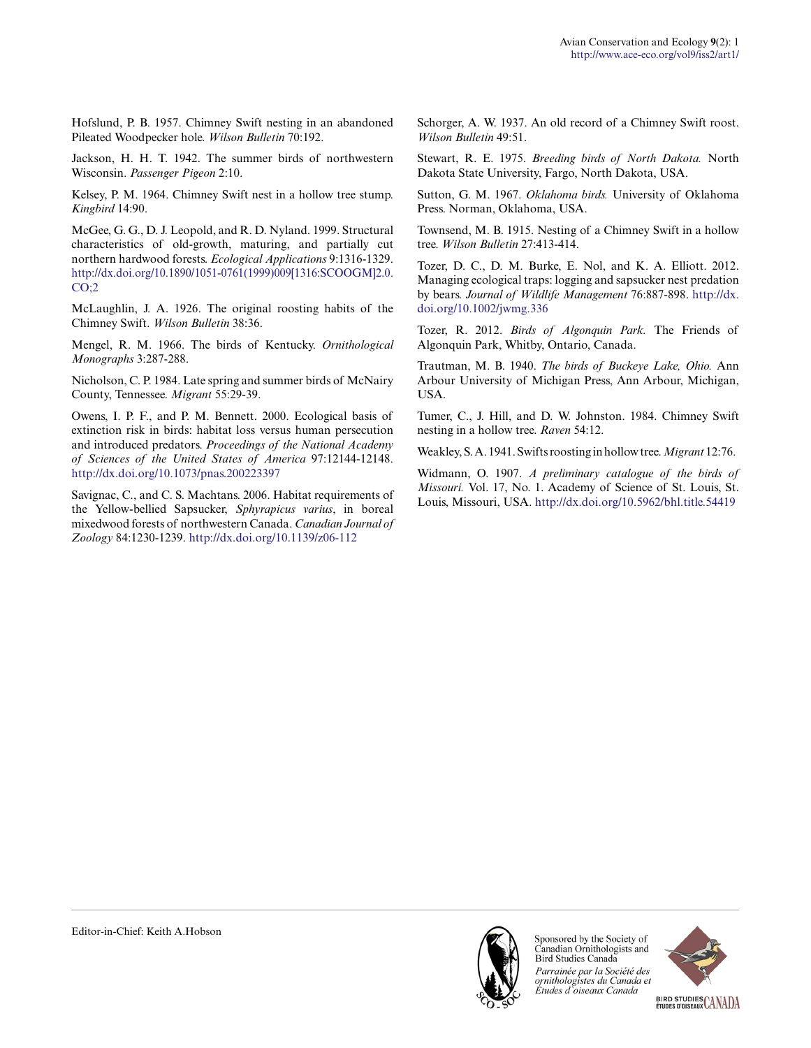Hofslund, P. B. 1957. Chimney Swift nesting in an abandoned Pileated Woodpecker hole. *Wilson Bulletin* 70:192.

Jackson, H. H. T. 1942. The summer birds of northwestern Wisconsin. *Passenger Pigeon* 2:10.

Kelsey, P. M. 1964. Chimney Swift nest in a hollow tree stump. *Kingbird* 14:90.

McGee, G. G., D. J. Leopold, and R. D. Nyland. 1999. Structural characteristics of old-growth, maturing, and partially cut northern hardwood forests. *Ecological Applications* 9:1316-1329. http://dx.doi.org/10.1890/1051-0761(1999)009[1316:SCOOGM]2.0.CO;2

McLaughlin, J. A. 1926. The original roosting habits of the Chimney Swift. *Wilson Bulletin* 38:36.

Mengel, R. M. 1966. The birds of Kentucky. *Ornithological Monographs* 3:287-288.

Nicholson, C. P. 1984. Late spring and summer birds of McNairy County, Tennessee. *Migrant* 55:29-39.

Owens, I. P. F., and P. M. Bennett. 2000. Ecological basis of extinction risk in birds: habitat loss versus human persecution and introduced predators. *Proceedings of the National Academy of Sciences of the United States of America* 97:12144-12148. http://dx.doi.org/10.1073/pnas.200223397

Savignac, C., and C. S. Machtans. 2006. Habitat requirements of the Yellow-bellied Sapsucker, *Sphyrapicus varius*, in boreal mixedwood forests of northwestern Canada. *Canadian Journal of Zoology* 84:1230-1239. http://dx.doi.org/10.1139/z06-112

Schorger, A. W. 1937. An old record of a Chimney Swift roost. *Wilson Bulletin* 49:51.

Stewart, R. E. 1975. *Breeding birds of North Dakota.* North Dakota State University, Fargo, North Dakota, USA.

Sutton, G. M. 1967. *Oklahoma birds.* University of Oklahoma Press. Norman, Oklahoma, USA.

Townsend, M. B. 1915. Nesting of a Chimney Swift in a hollow tree. *Wilson Bulletin* 27:413-414.

Tozer, D. C., D. M. Burke, E. Nol, and K. A. Elliott. 2012. Managing ecological traps: logging and sapsucker nest predation by bears. *Journal of Wildlife Management* 76:887-898. http://dx.doi.org/10.1002/jwmg.336

Tozer, R. 2012. *Birds of Algonquin Park.* The Friends of Algonquin Park, Whitby, Ontario, Canada.

Trautman, M. B. 1940. *The birds of Buckeye Lake, Ohio.* Ann Arbour University of Michigan Press, Ann Arbour, Michigan, USA.

Tumer, C., J. Hill, and D. W. Johnston. 1984. Chimney Swift nesting in a hollow tree. *Raven* 54:12.

Weakley, S. A. 1941. Swifts roosting in hollow tree. *Migrant* 12:76.

Widmann, O. 1907. *A preliminary catalogue of the birds of Missouri.* Vol. 17, No. 1. Academy of Science of St. Louis, St. Louis, Missouri, USA. http://dx.doi.org/10.5962/bhl.title.54419

Editor-in-Chief: Keith A.Hobson

Sponsored by the Society of Canadian Ornithologists and Bird Studies Canada

*Parrainée par la Société des ornithologistes du Canada et Études d'oiseaux Canada*